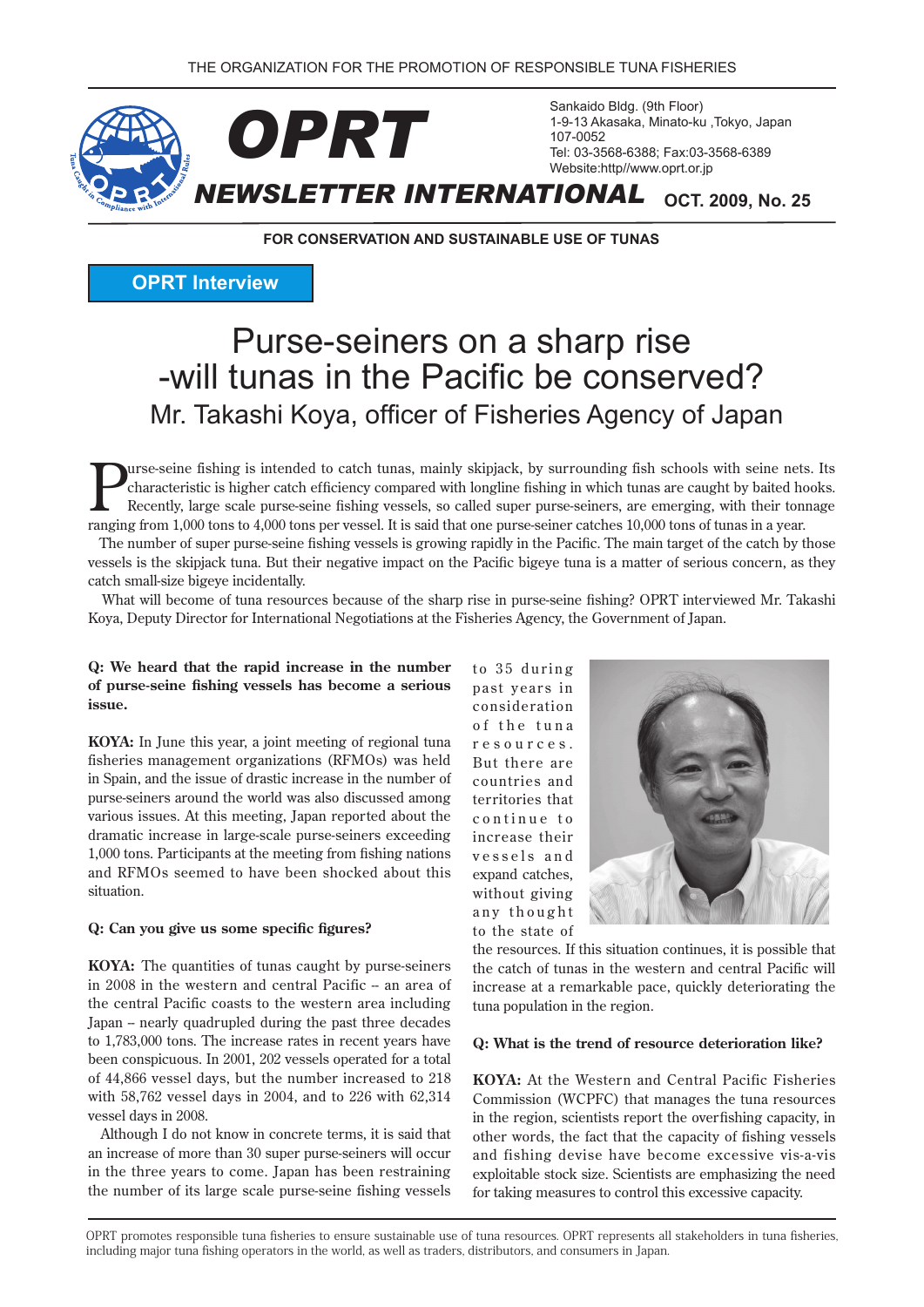THE ORGANIZATION FOR THE PROMOTION OF RESPONSIBLE TUNA FISHERIES

# OPRT NEWSLETTER INTERNATIONAL

Sankaido Bldg. (9th Floor)
1-9-13 Akasaka, Minato-ku ,Tokyo, Japan
107-0052
Tel: 03-3568-6388; Fax:03-3568-6389
Website:http//www.oprt.or.jp

OCT. 2009, No. 25

FOR CONSERVATION AND SUSTAINABLE USE OF TUNAS

## OPRT Interview

# Purse-seiners on a sharp rise -will tunas in the Pacific be conserved?

## Mr. Takashi Koya, officer of Fisheries Agency of Japan

Purse-seine fishing is intended to catch tunas, mainly skipjack, by surrounding fish schools with seine nets. Its characteristic is higher catch efficiency compared with longline fishing in which tunas are caught by baited hooks. Recently, large scale purse-seine fishing vessels, so called super purse-seiners, are emerging, with their tonnage ranging from 1,000 tons to 4,000 tons per vessel. It is said that one purse-seiner catches 10,000 tons of tunas in a year.

The number of super purse-seine fishing vessels is growing rapidly in the Pacific. The main target of the catch by those vessels is the skipjack tuna. But their negative impact on the Pacific bigeye tuna is a matter of serious concern, as they catch small-size bigeye incidentally.

What will become of tuna resources because of the sharp rise in purse-seine fishing? OPRT interviewed Mr. Takashi Koya, Deputy Director for International Negotiations at the Fisheries Agency, the Government of Japan.

**Q: We heard that the rapid increase in the number of purse-seine fishing vessels has become a serious issue.**

**KOYA:** In June this year, a joint meeting of regional tuna fisheries management organizations (RFMOs) was held in Spain, and the issue of drastic increase in the number of purse-seiners around the world was also discussed among various issues. At this meeting, Japan reported about the dramatic increase in large-scale purse-seiners exceeding 1,000 tons. Participants at the meeting from fishing nations and RFMOs seemed to have been shocked about this situation.

**Q: Can you give us some specific figures?**

**KOYA:** The quantities of tunas caught by purse-seiners in 2008 in the western and central Pacific -- an area of the central Pacific coasts to the western area including Japan – nearly quadrupled during the past three decades to 1,783,000 tons. The increase rates in recent years have been conspicuous. In 2001, 202 vessels operated for a total of 44,866 vessel days, but the number increased to 218 with 58,762 vessel days in 2004, and to 226 with 62,314 vessel days in 2008.

Although I do not know in concrete terms, it is said that an increase of more than 30 super purse-seiners will occur in the three years to come. Japan has been restraining the number of its large scale purse-seine fishing vessels to 35 during past years in consideration of the tuna resources. But there are countries and territories that continue to increase their vessels and expand catches, without giving any thought to the state of the resources. If this situation continues, it is possible that the catch of tunas in the western and central Pacific will increase at a remarkable pace, quickly deteriorating the tuna population in the region.

**Q: What is the trend of resource deterioration like?**

**KOYA:** At the Western and Central Pacific Fisheries Commission (WCPFC) that manages the tuna resources in the region, scientists report the overfishing capacity, in other words, the fact that the capacity of fishing vessels and fishing devise have become excessive vis-a-vis exploitable stock size. Scientists are emphasizing the need for taking measures to control this excessive capacity.

OPRT promotes responsible tuna fisheries to ensure sustainable use of tuna resources. OPRT represents all stakeholders in tuna fisheries, including major tuna fishing operators in the world, as well as traders, distributors, and consumers in Japan.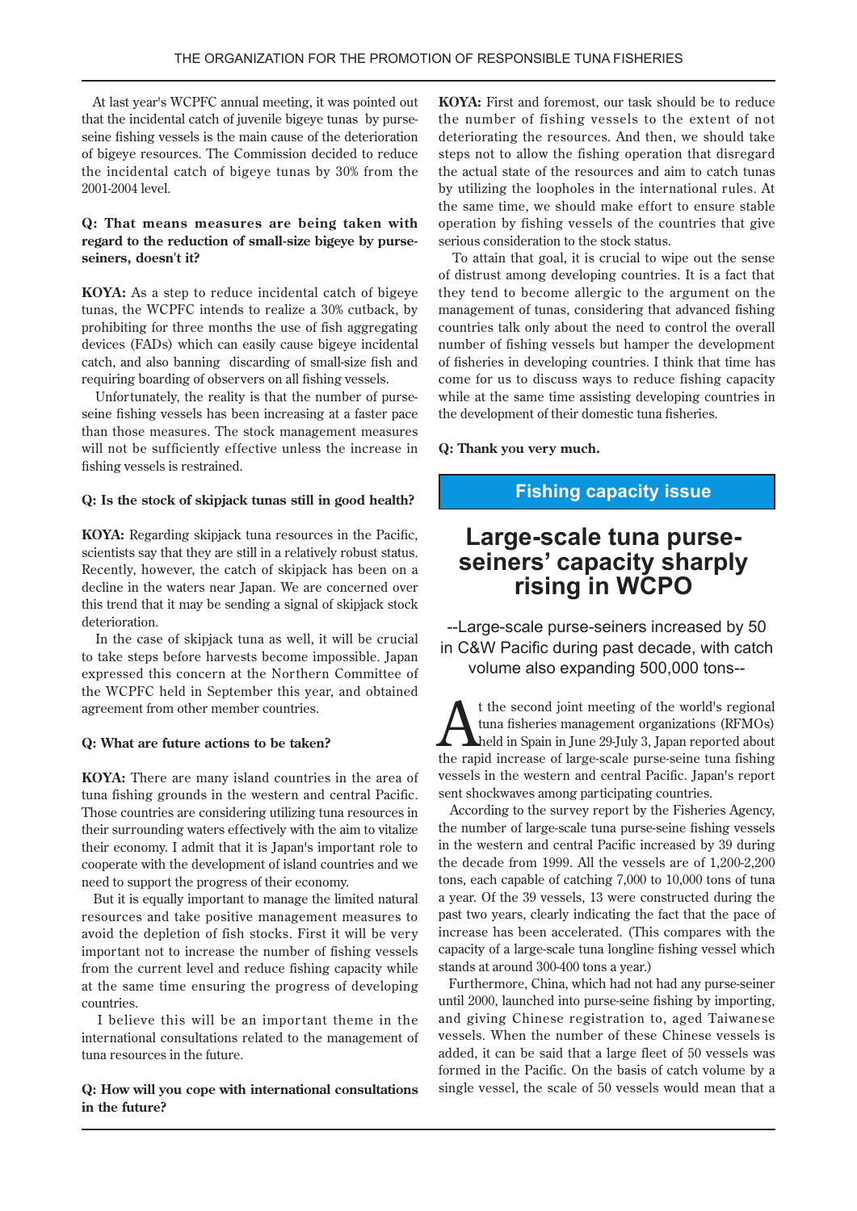At last year's WCPFC annual meeting, it was pointed out that the incidental catch of juvenile bigeye tunas by purse-seine fishing vessels is the main cause of the deterioration of bigeye resources. The Commission decided to reduce the incidental catch of bigeye tunas by 30% from the 2001-2004 level.

**Q: That means measures are being taken with regard to the reduction of small-size bigeye by purse-seiners, doesn't it?**

**KOYA:** As a step to reduce incidental catch of bigeye tunas, the WCPFC intends to realize a 30% cutback, by prohibiting for three months the use of fish aggregating devices (FADs) which can easily cause bigeye incidental catch, and also banning discarding of small-size fish and requiring boarding of observers on all fishing vessels.

Unfortunately, the reality is that the number of purse-seine fishing vessels has been increasing at a faster pace than those measures. The stock management measures will not be sufficiently effective unless the increase in fishing vessels is restrained.

**Q: Is the stock of skipjack tunas still in good health?**

**KOYA:** Regarding skipjack tuna resources in the Pacific, scientists say that they are still in a relatively robust status. Recently, however, the catch of skipjack has been on a decline in the waters near Japan. We are concerned over this trend that it may be sending a signal of skipjack stock deterioration.

In the case of skipjack tuna as well, it will be crucial to take steps before harvests become impossible. Japan expressed this concern at the Northern Committee of the WCPFC held in September this year, and obtained agreement from other member countries.

**Q: What are future actions to be taken?**

**KOYA:** There are many island countries in the area of tuna fishing grounds in the western and central Pacific. Those countries are considering utilizing tuna resources in their surrounding waters effectively with the aim to vitalize their economy. I admit that it is Japan's important role to cooperate with the development of island countries and we need to support the progress of their economy.

But it is equally important to manage the limited natural resources and take positive management measures to avoid the depletion of fish stocks. First it will be very important not to increase the number of fishing vessels from the current level and reduce fishing capacity while at the same time ensuring the progress of developing countries.

I believe this will be an important theme in the international consultations related to the management of tuna resources in the future.

**Q: How will you cope with international consultations in the future?**

**KOYA:** First and foremost, our task should be to reduce the number of fishing vessels to the extent of not deteriorating the resources. And then, we should take steps not to allow the fishing operation that disregard the actual state of the resources and aim to catch tunas by utilizing the loopholes in the international rules. At the same time, we should make effort to ensure stable operation by fishing vessels of the countries that give serious consideration to the stock status.

To attain that goal, it is crucial to wipe out the sense of distrust among developing countries. It is a fact that they tend to become allergic to the argument on the management of tunas, considering that advanced fishing countries talk only about the need to control the overall number of fishing vessels but hamper the development of fisheries in developing countries. I think that time has come for us to discuss ways to reduce fishing capacity while at the same time assisting developing countries in the development of their domestic tuna fisheries.

**Q: Thank you very much.**

## Fishing capacity issue

# Large-scale tuna purse-seiners' capacity sharply rising in WCPO

--Large-scale purse-seiners increased by 50 in C&W Pacific during past decade, with catch volume also expanding 500,000 tons--

At the second joint meeting of the world's regional tuna fisheries management organizations (RFMOs) held in Spain in June 29-July 3, Japan reported about the rapid increase of large-scale purse-seine tuna fishing vessels in the western and central Pacific. Japan's report sent shockwaves among participating countries.

According to the survey report by the Fisheries Agency, the number of large-scale tuna purse-seine fishing vessels in the western and central Pacific increased by 39 during the decade from 1999. All the vessels are of 1,200-2,200 tons, each capable of catching 7,000 to 10,000 tons of tuna a year. Of the 39 vessels, 13 were constructed during the past two years, clearly indicating the fact that the pace of increase has been accelerated. (This compares with the capacity of a large-scale tuna longline fishing vessel which stands at around 300-400 tons a year.)

Furthermore, China, which had not had any purse-seiner until 2000, launched into purse-seine fishing by importing, and giving Chinese registration to, aged Taiwanese vessels. When the number of these Chinese vessels is added, it can be said that a large fleet of 50 vessels was formed in the Pacific. On the basis of catch volume by a single vessel, the scale of 50 vessels would mean that a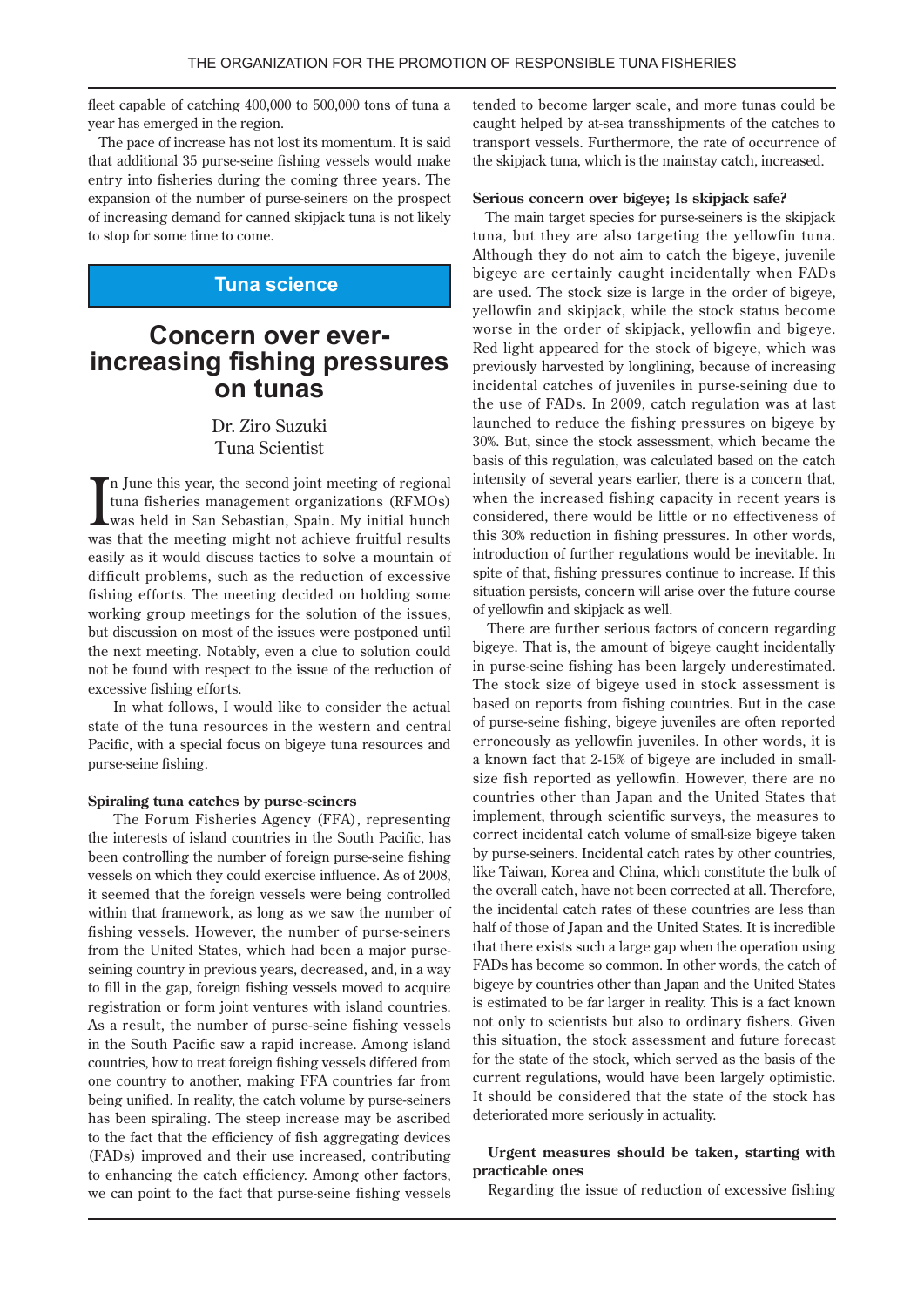fleet capable of catching 400,000 to 500,000 tons of tuna a year has emerged in the region.

The pace of increase has not lost its momentum. It is said that additional 35 purse-seine fishing vessels would make entry into fisheries during the coming three years. The expansion of the number of purse-seiners on the prospect of increasing demand for canned skipjack tuna is not likely to stop for some time to come.

## Tuna science

# Concern over ever-increasing fishing pressures on tunas

Dr. Ziro Suzuki
Tuna Scientist

In June this year, the second joint meeting of regional tuna fisheries management organizations (RFMOs) was held in San Sebastian, Spain. My initial hunch was that the meeting might not achieve fruitful results easily as it would discuss tactics to solve a mountain of difficult problems, such as the reduction of excessive fishing efforts. The meeting decided on holding some working group meetings for the solution of the issues, but discussion on most of the issues were postponed until the next meeting. Notably, even a clue to solution could not be found with respect to the issue of the reduction of excessive fishing efforts.

In what follows, I would like to consider the actual state of the tuna resources in the western and central Pacific, with a special focus on bigeye tuna resources and purse-seine fishing.

### Spiraling tuna catches by purse-seiners

The Forum Fisheries Agency (FFA), representing the interests of island countries in the South Pacific, has been controlling the number of foreign purse-seine fishing vessels on which they could exercise influence. As of 2008, it seemed that the foreign vessels were being controlled within that framework, as long as we saw the number of fishing vessels. However, the number of purse-seiners from the United States, which had been a major purse-seining country in previous years, decreased, and, in a way to fill in the gap, foreign fishing vessels moved to acquire registration or form joint ventures with island countries. As a result, the number of purse-seine fishing vessels in the South Pacific saw a rapid increase. Among island countries, how to treat foreign fishing vessels differed from one country to another, making FFA countries far from being unified. In reality, the catch volume by purse-seiners has been spiraling. The steep increase may be ascribed to the fact that the efficiency of fish aggregating devices (FADs) improved and their use increased, contributing to enhancing the catch efficiency. Among other factors, we can point to the fact that purse-seine fishing vessels tended to become larger scale, and more tunas could be caught helped by at-sea transshipments of the catches to transport vessels. Furthermore, the rate of occurrence of the skipjack tuna, which is the mainstay catch, increased.

### Serious concern over bigeye; Is skipjack safe?

The main target species for purse-seiners is the skipjack tuna, but they are also targeting the yellowfin tuna. Although they do not aim to catch the bigeye, juvenile bigeye are certainly caught incidentally when FADs are used. The stock size is large in the order of bigeye, yellowfin and skipjack, while the stock status become worse in the order of skipjack, yellowfin and bigeye. Red light appeared for the stock of bigeye, which was previously harvested by longlining, because of increasing incidental catches of juveniles in purse-seining due to the use of FADs. In 2009, catch regulation was at last launched to reduce the fishing pressures on bigeye by 30%. But, since the stock assessment, which became the basis of this regulation, was calculated based on the catch intensity of several years earlier, there is a concern that, when the increased fishing capacity in recent years is considered, there would be little or no effectiveness of this 30% reduction in fishing pressures. In other words, introduction of further regulations would be inevitable. In spite of that, fishing pressures continue to increase. If this situation persists, concern will arise over the future course of yellowfin and skipjack as well.

There are further serious factors of concern regarding bigeye. That is, the amount of bigeye caught incidentally in purse-seine fishing has been largely underestimated. The stock size of bigeye used in stock assessment is based on reports from fishing countries. But in the case of purse-seine fishing, bigeye juveniles are often reported erroneously as yellowfin juveniles. In other words, it is a known fact that 2-15% of bigeye are included in small-size fish reported as yellowfin. However, there are no countries other than Japan and the United States that implement, through scientific surveys, the measures to correct incidental catch volume of small-size bigeye taken by purse-seiners. Incidental catch rates by other countries, like Taiwan, Korea and China, which constitute the bulk of the overall catch, have not been corrected at all. Therefore, the incidental catch rates of these countries are less than half of those of Japan and the United States. It is incredible that there exists such a large gap when the operation using FADs has become so common. In other words, the catch of bigeye by countries other than Japan and the United States is estimated to be far larger in reality. This is a fact known not only to scientists but also to ordinary fishers. Given this situation, the stock assessment and future forecast for the state of the stock, which served as the basis of the current regulations, would have been largely optimistic. It should be considered that the state of the stock has deteriorated more seriously in actuality.

### Urgent measures should be taken, starting with practicable ones

Regarding the issue of reduction of excessive fishing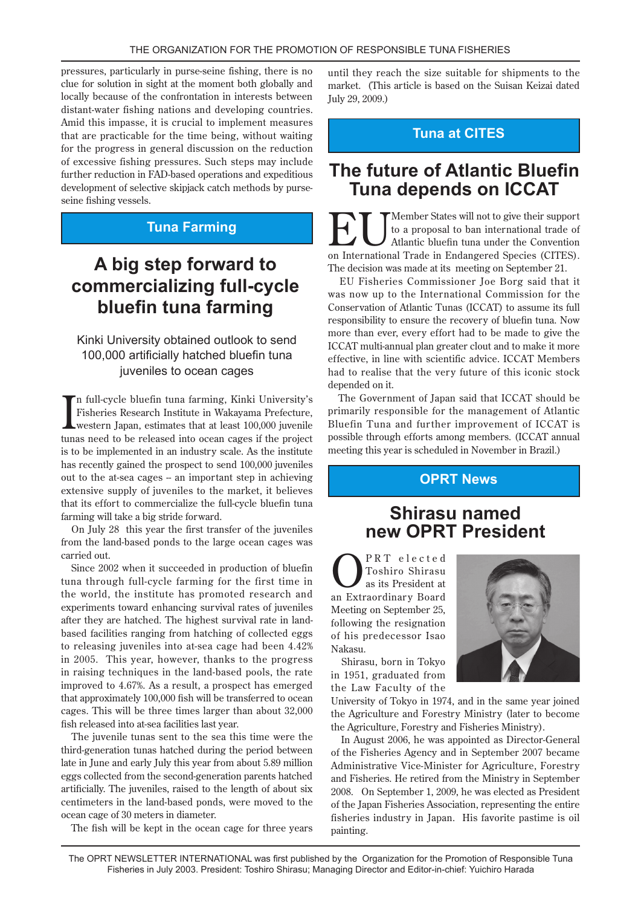pressures, particularly in purse-seine fishing, there is no clue for solution in sight at the moment both globally and locally because of the confrontation in interests between distant-water fishing nations and developing countries. Amid this impasse, it is crucial to implement measures that are practicable for the time being, without waiting for the progress in general discussion on the reduction of excessive fishing pressures. Such steps may include further reduction in FAD-based operations and expeditious development of selective skipjack catch methods by purse-seine fishing vessels.

## Tuna Farming

# A big step forward to commercializing full-cycle bluefin tuna farming

### Kinki University obtained outlook to send 100,000 artificially hatched bluefin tuna juveniles to ocean cages

In full-cycle bluefin tuna farming, Kinki University's Fisheries Research Institute in Wakayama Prefecture, western Japan, estimates that at least 100,000 juvenile tunas need to be released into ocean cages if the project is to be implemented in an industry scale. As the institute has recently gained the prospect to send 100,000 juveniles out to the at-sea cages -- an important step in achieving extensive supply of juveniles to the market, it believes that its effort to commercialize the full-cycle bluefin tuna farming will take a big stride forward.

On July 28 this year the first transfer of the juveniles from the land-based ponds to the large ocean cages was carried out.

Since 2002 when it succeeded in production of bluefin tuna through full-cycle farming for the first time in the world, the institute has promoted research and experiments toward enhancing survival rates of juveniles after they are hatched. The highest survival rate in land-based facilities ranging from hatching of collected eggs to releasing juveniles into at-sea cage had been 4.42% in 2005. This year, however, thanks to the progress in raising techniques in the land-based pools, the rate improved to 4.67%. As a result, a prospect has emerged that approximately 100,000 fish will be transferred to ocean cages. This will be three times larger than about 32,000 fish released into at-sea facilities last year.

The juvenile tunas sent to the sea this time were the third-generation tunas hatched during the period between late in June and early July this year from about 5.89 million eggs collected from the second-generation parents hatched artificially. The juveniles, raised to the length of about six centimeters in the land-based ponds, were moved to the ocean cage of 30 meters in diameter.

The fish will be kept in the ocean cage for three years until they reach the size suitable for shipments to the market. (This article is based on the Suisan Keizai dated July 29, 2009.)

## Tuna at CITES

# The future of Atlantic Bluefin Tuna depends on ICCAT

EU Member States will not to give their support to a proposal to ban international trade of Atlantic bluefin tuna under the Convention on International Trade in Endangered Species (CITES). The decision was made at its meeting on September 21.

EU Fisheries Commissioner Joe Borg said that it was now up to the International Commission for the Conservation of Atlantic Tunas (ICCAT) to assume its full responsibility to ensure the recovery of bluefin tuna. Now more than ever, every effort had to be made to give the ICCAT multi-annual plan greater clout and to make it more effective, in line with scientific advice. ICCAT Members had to realise that the very future of this iconic stock depended on it.

The Government of Japan said that ICCAT should be primarily responsible for the management of Atlantic Bluefin Tuna and further improvement of ICCAT is possible through efforts among members. (ICCAT annual meeting this year is scheduled in November in Brazil.)

## OPRT News

# Shirasu named new OPRT President

OPRT elected Toshiro Shirasu as its President at an Extraordinary Board Meeting on September 25, following the resignation of his predecessor Isao Nakasu.

Shirasu, born in Tokyo in 1951, graduated from the Law Faculty of the University of Tokyo in 1974, and in the same year joined the Agriculture and Forestry Ministry (later to become the Agriculture, Forestry and Fisheries Ministry).

In August 2006, he was appointed as Director-General of the Fisheries Agency and in September 2007 became Administrative Vice-Minister for Agriculture, Forestry and Fisheries. He retired from the Ministry in September 2008. On September 1, 2009, he was elected as President of the Japan Fisheries Association, representing the entire fisheries industry in Japan. His favorite pastime is oil painting.

The OPRT NEWSLETTER INTERNATIONAL was first published by the Organization for the Promotion of Responsible Tuna Fisheries in July 2003. President: Toshiro Shirasu; Managing Director and Editor-in-chief: Yuichiro Harada